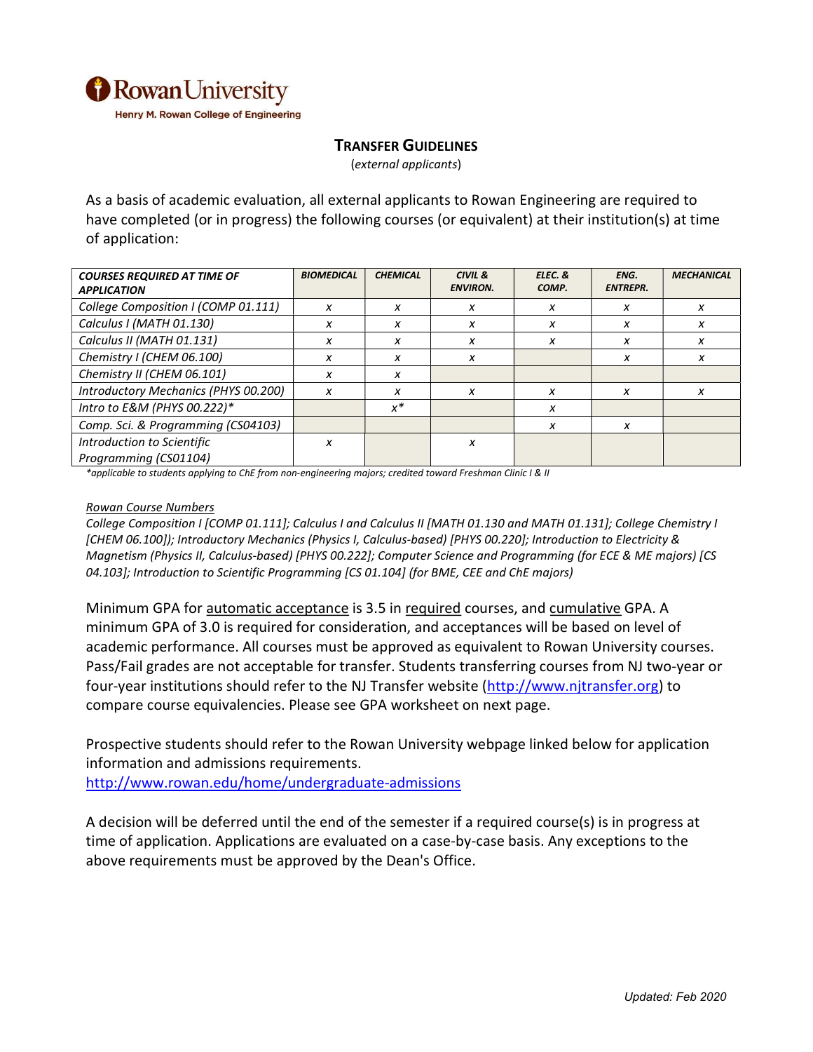Rowan University
Henry M. Rowan College of Engineering

## TRANSFER GUIDELINES

(*external applicants*)

As a basis of academic evaluation, all external applicants to Rowan Engineering are required to have completed (or in progress) the following courses (or equivalent) at their institution(s) at time of application:

| *COURSES REQUIRED AT TIME OF APPLICATION* | *BIOMEDICAL* | *CHEMICAL* | *CIVIL & ENVIRON.* | *ELEC. & COMP.* | *ENG. ENTREPR.* | *MECHANICAL* |
|---|---|---|---|---|---|---|
| *College Composition I (COMP 01.111)* | x | x | x | x | x | x |
| *Calculus I (MATH 01.130)* | x | x | x | x | x | x |
| *Calculus II (MATH 01.131)* | x | x | x | x | x | x |
| *Chemistry I (CHEM 06.100)* | x | x | x | | x | x |
| *Chemistry II (CHEM 06.101)* | x | x | | | | |
| *Introductory Mechanics (PHYS 00.200)* | x | x | x | x | x | x |
| *Intro to E&M (PHYS 00.222)** | | x* | | x | | |
| *Comp. Sci. & Programming (CS04103)* | | | | x | x | |
| *Introduction to Scientific Programming (CS01104)* | x | | x | | | |

*\*applicable to students applying to ChE from non-engineering majors; credited toward Freshman Clinic I & II*

*Rowan Course Numbers*

*College Composition I [COMP 01.111]; Calculus I and Calculus II [MATH 01.130 and MATH 01.131]; College Chemistry I [CHEM 06.100]); Introductory Mechanics (Physics I, Calculus-based) [PHYS 00.220]; Introduction to Electricity & Magnetism (Physics II, Calculus-based) [PHYS 00.222]; Computer Science and Programming (for ECE & ME majors) [CS 04.103]; Introduction to Scientific Programming [CS 01.104] (for BME, CEE and ChE majors)*

Minimum GPA for automatic acceptance is 3.5 in required courses, and cumulative GPA. A minimum GPA of 3.0 is required for consideration, and acceptances will be based on level of academic performance. All courses must be approved as equivalent to Rowan University courses. Pass/Fail grades are not acceptable for transfer. Students transferring courses from NJ two-year or four-year institutions should refer to the NJ Transfer website (http://www.njtransfer.org) to compare course equivalencies. Please see GPA worksheet on next page.

Prospective students should refer to the Rowan University webpage linked below for application information and admissions requirements.
http://www.rowan.edu/home/undergraduate-admissions

A decision will be deferred until the end of the semester if a required course(s) is in progress at time of application. Applications are evaluated on a case-by-case basis. Any exceptions to the above requirements must be approved by the Dean's Office.

*Updated: Feb 2020*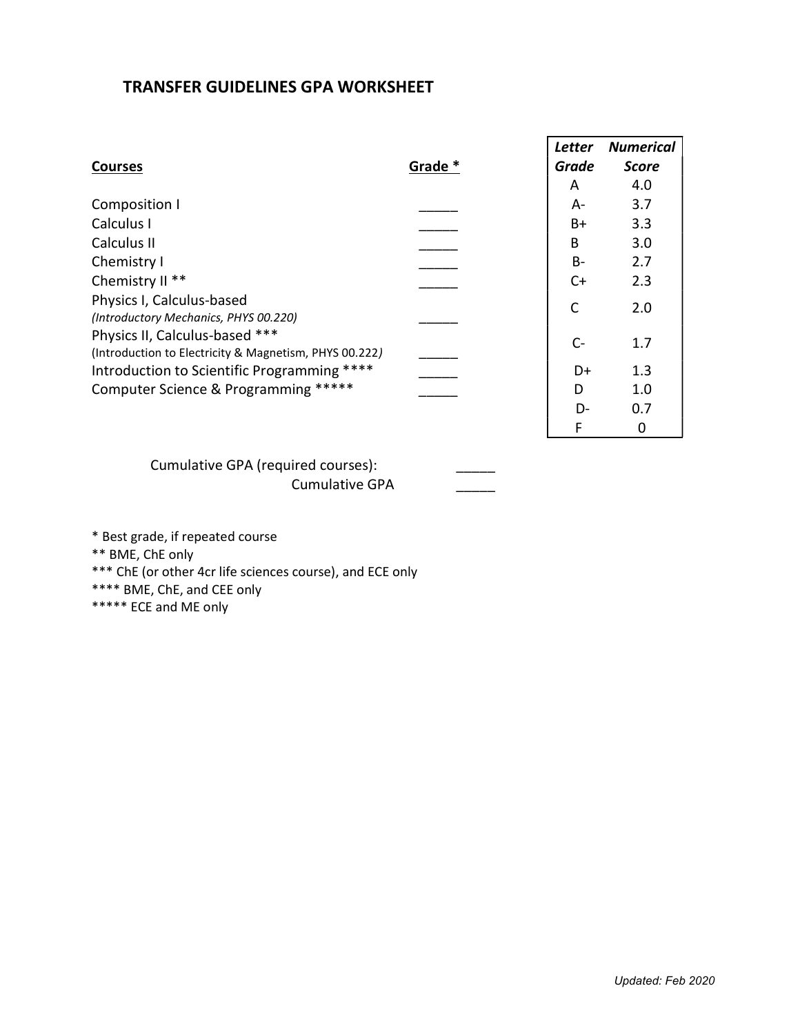## TRANSFER GUIDELINES GPA WORKSHEET

| Courses | Grade * |
|---|---|
| Composition I | _____ |
| Calculus I | _____ |
| Calculus II | _____ |
| Chemistry I | _____ |
| Chemistry II ** | _____ |
| Physics I, Calculus-based *(Introductory Mechanics, PHYS 00.220)* | _____ |
| Physics II, Calculus-based *** (Introduction to Electricity & Magnetism, PHYS 00.222*)* | _____ |
| Introduction to Scientific Programming **** | _____ |
| Computer Science & Programming ***** | _____ |

| *Letter Grade* | *Numerical Score* |
|---|---|
| A | 4.0 |
| A- | 3.7 |
| B+ | 3.3 |
| B | 3.0 |
| B- | 2.7 |
| C+ | 2.3 |
| C | 2.0 |
| C- | 1.7 |
| D+ | 1.3 |
| D | 1.0 |
| D- | 0.7 |
| F | 0 |

Cumulative GPA (required courses): _____

Cumulative GPA _____

* Best grade, if repeated course
** BME, ChE only
*** ChE (or other 4cr life sciences course), and ECE only
**** BME, ChE, and CEE only
***** ECE and ME only

*Updated: Feb 2020*